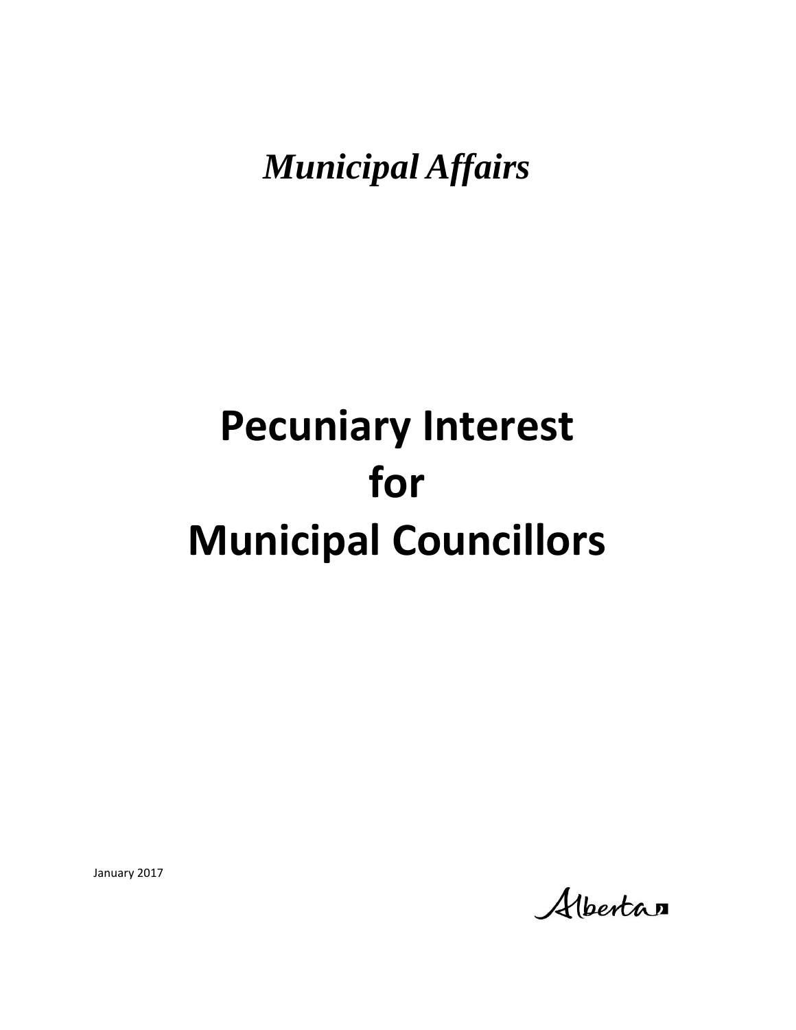*Municipal Affairs*

# Pecuniary Interest for Municipal Councillors

January 2017

Alberta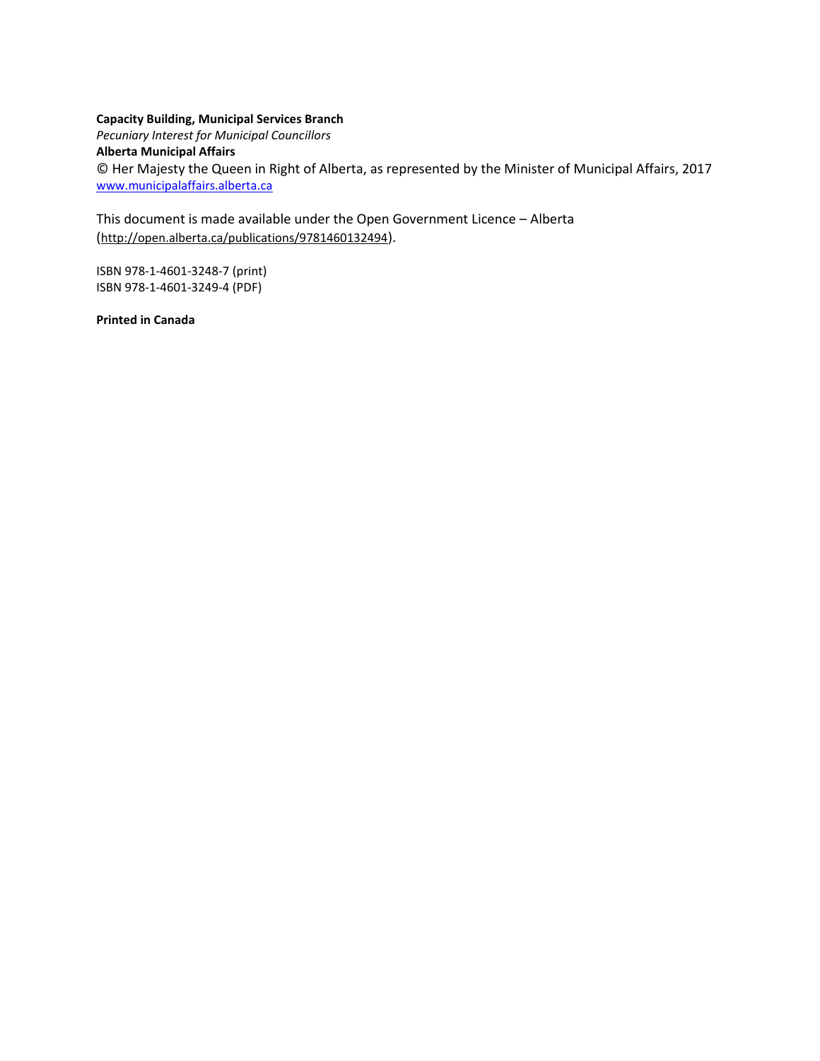**Capacity Building, Municipal Services Branch**
*Pecuniary Interest for Municipal Councillors*
**Alberta Municipal Affairs**
© Her Majesty the Queen in Right of Alberta, as represented by the Minister of Municipal Affairs, 2017
www.municipalaffairs.alberta.ca

This document is made available under the Open Government Licence – Alberta (http://open.alberta.ca/publications/9781460132494).

ISBN 978-1-4601-3248-7 (print)
ISBN 978-1-4601-3249-4 (PDF)

**Printed in Canada**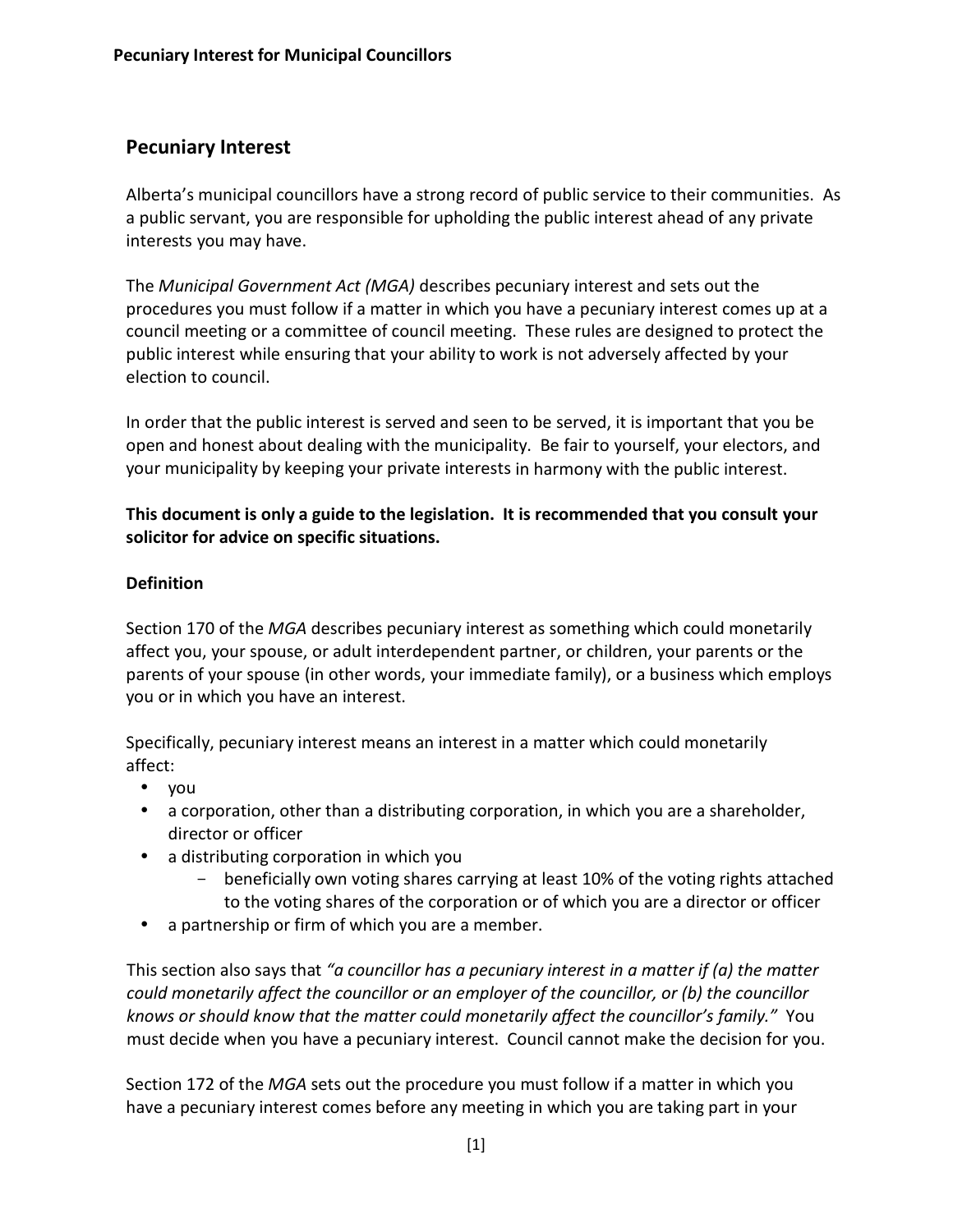## Pecuniary Interest

Alberta's municipal councillors have a strong record of public service to their communities. As a public servant, you are responsible for upholding the public interest ahead of any private interests you may have.

The *Municipal Government Act (MGA)* describes pecuniary interest and sets out the procedures you must follow if a matter in which you have a pecuniary interest comes up at a council meeting or a committee of council meeting. These rules are designed to protect the public interest while ensuring that your ability to work is not adversely affected by your election to council.

In order that the public interest is served and seen to be served, it is important that you be open and honest about dealing with the municipality. Be fair to yourself, your electors, and your municipality by keeping your private interests in harmony with the public interest.

**This document is only a guide to the legislation. It is recommended that you consult your solicitor for advice on specific situations.**

### Definition

Section 170 of the *MGA* describes pecuniary interest as something which could monetarily affect you, your spouse, or adult interdependent partner, or children, your parents or the parents of your spouse (in other words, your immediate family), or a business which employs you or in which you have an interest.

Specifically, pecuniary interest means an interest in a matter which could monetarily affect:

- you
- a corporation, other than a distributing corporation, in which you are a shareholder, director or officer
- a distributing corporation in which you
  - beneficially own voting shares carrying at least 10% of the voting rights attached to the voting shares of the corporation or of which you are a director or officer
- a partnership or firm of which you are a member.

This section also says that *"a councillor has a pecuniary interest in a matter if (a) the matter could monetarily affect the councillor or an employer of the councillor, or (b) the councillor knows or should know that the matter could monetarily affect the councillor's family."* You must decide when you have a pecuniary interest. Council cannot make the decision for you.

Section 172 of the *MGA* sets out the procedure you must follow if a matter in which you have a pecuniary interest comes before any meeting in which you are taking part in your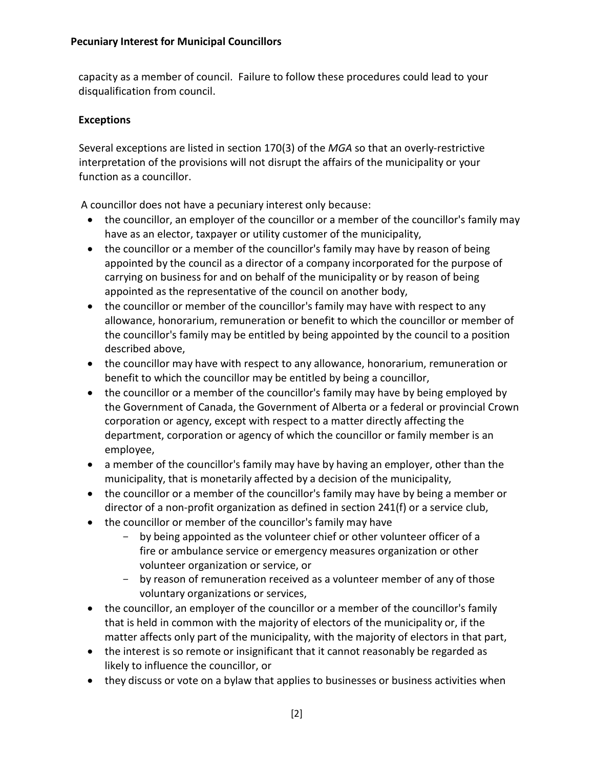capacity as a member of council. Failure to follow these procedures could lead to your disqualification from council.

**Exceptions**

Several exceptions are listed in section 170(3) of the *MGA* so that an overly-restrictive interpretation of the provisions will not disrupt the affairs of the municipality or your function as a councillor.

A councillor does not have a pecuniary interest only because:

- the councillor, an employer of the councillor or a member of the councillor's family may have as an elector, taxpayer or utility customer of the municipality,
- the councillor or a member of the councillor's family may have by reason of being appointed by the council as a director of a company incorporated for the purpose of carrying on business for and on behalf of the municipality or by reason of being appointed as the representative of the council on another body,
- the councillor or member of the councillor's family may have with respect to any allowance, honorarium, remuneration or benefit to which the councillor or member of the councillor's family may be entitled by being appointed by the council to a position described above,
- the councillor may have with respect to any allowance, honorarium, remuneration or benefit to which the councillor may be entitled by being a councillor,
- the councillor or a member of the councillor's family may have by being employed by the Government of Canada, the Government of Alberta or a federal or provincial Crown corporation or agency, except with respect to a matter directly affecting the department, corporation or agency of which the councillor or family member is an employee,
- a member of the councillor's family may have by having an employer, other than the municipality, that is monetarily affected by a decision of the municipality,
- the councillor or a member of the councillor's family may have by being a member or director of a non-profit organization as defined in section 241(f) or a service club,
- the councillor or member of the councillor's family may have
  - by being appointed as the volunteer chief or other volunteer officer of a fire or ambulance service or emergency measures organization or other volunteer organization or service, or
  - by reason of remuneration received as a volunteer member of any of those voluntary organizations or services,
- the councillor, an employer of the councillor or a member of the councillor's family that is held in common with the majority of electors of the municipality or, if the matter affects only part of the municipality, with the majority of electors in that part,
- the interest is so remote or insignificant that it cannot reasonably be regarded as likely to influence the councillor, or
- they discuss or vote on a bylaw that applies to businesses or business activities when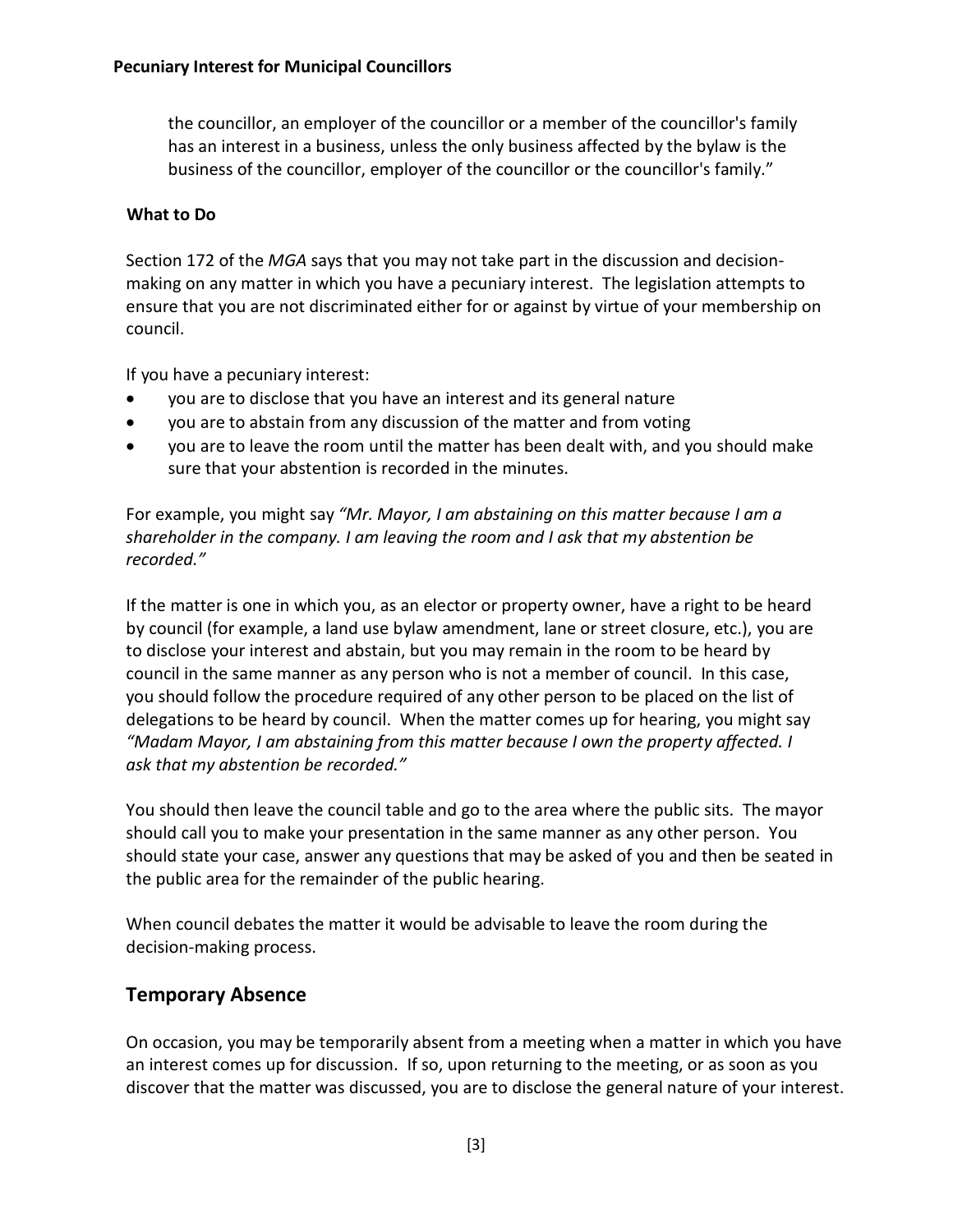the councillor, an employer of the councillor or a member of the councillor's family has an interest in a business, unless the only business affected by the bylaw is the business of the councillor, employer of the councillor or the councillor's family."

**What to Do**

Section 172 of the *MGA* says that you may not take part in the discussion and decision-making on any matter in which you have a pecuniary interest. The legislation attempts to ensure that you are not discriminated either for or against by virtue of your membership on council.

If you have a pecuniary interest:

- you are to disclose that you have an interest and its general nature
- you are to abstain from any discussion of the matter and from voting
- you are to leave the room until the matter has been dealt with, and you should make sure that your abstention is recorded in the minutes.

For example, you might say *"Mr. Mayor, I am abstaining on this matter because I am a shareholder in the company. I am leaving the room and I ask that my abstention be recorded."*

If the matter is one in which you, as an elector or property owner, have a right to be heard by council (for example, a land use bylaw amendment, lane or street closure, etc.), you are to disclose your interest and abstain, but you may remain in the room to be heard by council in the same manner as any person who is not a member of council. In this case, you should follow the procedure required of any other person to be placed on the list of delegations to be heard by council. When the matter comes up for hearing, you might say *"Madam Mayor, I am abstaining from this matter because I own the property affected. I ask that my abstention be recorded."*

You should then leave the council table and go to the area where the public sits. The mayor should call you to make your presentation in the same manner as any other person. You should state your case, answer any questions that may be asked of you and then be seated in the public area for the remainder of the public hearing.

When council debates the matter it would be advisable to leave the room during the decision-making process.

## Temporary Absence

On occasion, you may be temporarily absent from a meeting when a matter in which you have an interest comes up for discussion. If so, upon returning to the meeting, or as soon as you discover that the matter was discussed, you are to disclose the general nature of your interest.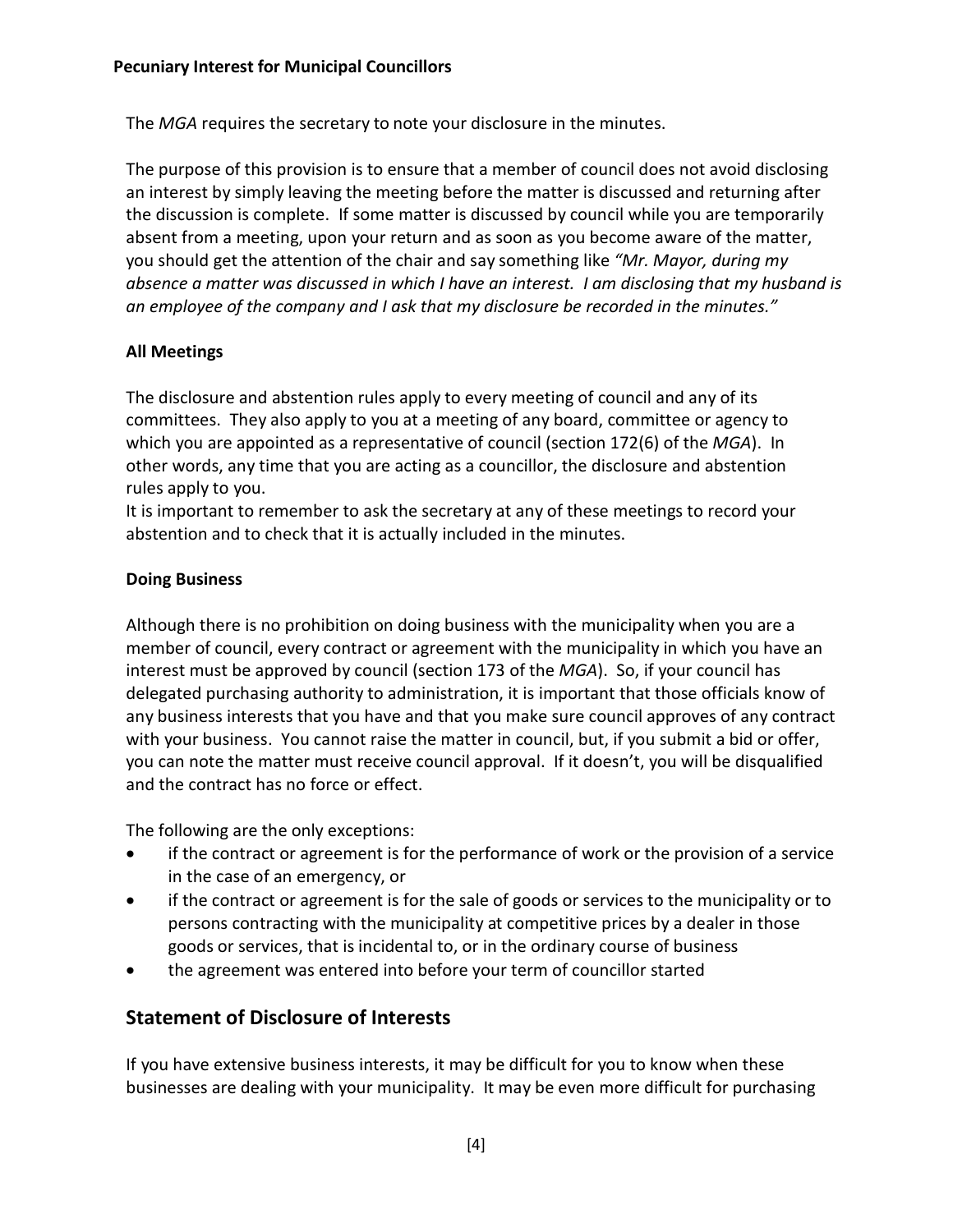The *MGA* requires the secretary to note your disclosure in the minutes.

The purpose of this provision is to ensure that a member of council does not avoid disclosing an interest by simply leaving the meeting before the matter is discussed and returning after the discussion is complete. If some matter is discussed by council while you are temporarily absent from a meeting, upon your return and as soon as you become aware of the matter, you should get the attention of the chair and say something like *"Mr. Mayor, during my absence a matter was discussed in which I have an interest. I am disclosing that my husband is an employee of the company and I ask that my disclosure be recorded in the minutes."*

**All Meetings**

The disclosure and abstention rules apply to every meeting of council and any of its committees. They also apply to you at a meeting of any board, committee or agency to which you are appointed as a representative of council (section 172(6) of the *MGA*). In other words, any time that you are acting as a councillor, the disclosure and abstention rules apply to you.
It is important to remember to ask the secretary at any of these meetings to record your abstention and to check that it is actually included in the minutes.

**Doing Business**

Although there is no prohibition on doing business with the municipality when you are a member of council, every contract or agreement with the municipality in which you have an interest must be approved by council (section 173 of the *MGA*). So, if your council has delegated purchasing authority to administration, it is important that those officials know of any business interests that you have and that you make sure council approves of any contract with your business. You cannot raise the matter in council, but, if you submit a bid or offer, you can note the matter must receive council approval. If it doesn't, you will be disqualified and the contract has no force or effect.

The following are the only exceptions:

- if the contract or agreement is for the performance of work or the provision of a service in the case of an emergency, or
- if the contract or agreement is for the sale of goods or services to the municipality or to persons contracting with the municipality at competitive prices by a dealer in those goods or services, that is incidental to, or in the ordinary course of business
- the agreement was entered into before your term of councillor started

## Statement of Disclosure of Interests

If you have extensive business interests, it may be difficult for you to know when these businesses are dealing with your municipality. It may be even more difficult for purchasing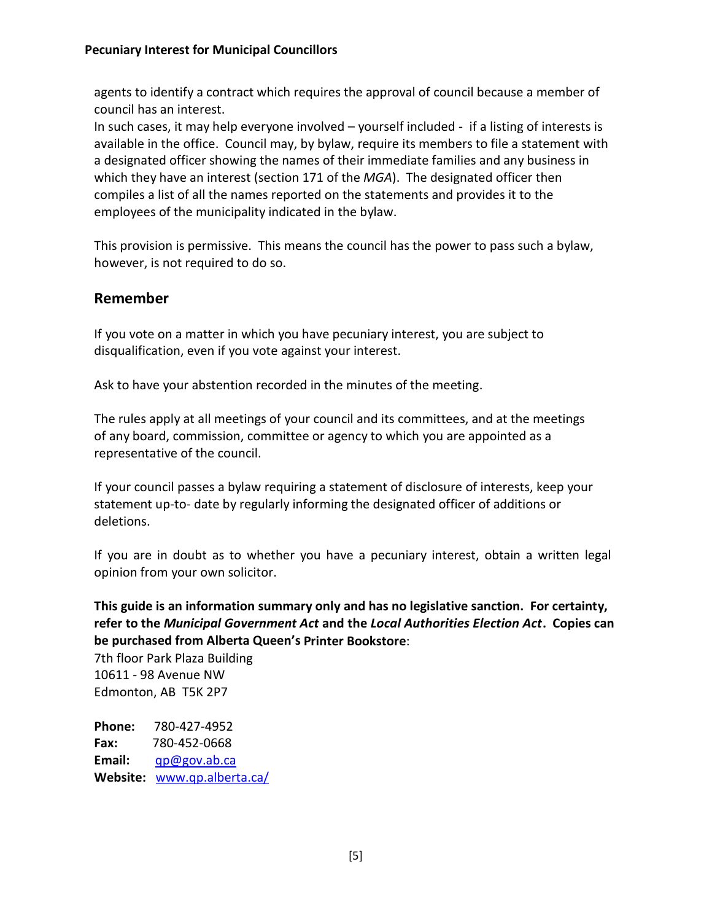agents to identify a contract which requires the approval of council because a member of council has an interest.
In such cases, it may help everyone involved – yourself included - if a listing of interests is available in the office. Council may, by bylaw, require its members to file a statement with a designated officer showing the names of their immediate families and any business in which they have an interest (section 171 of the *MGA*). The designated officer then compiles a list of all the names reported on the statements and provides it to the employees of the municipality indicated in the bylaw.

This provision is permissive. This means the council has the power to pass such a bylaw, however, is not required to do so.

## Remember

If you vote on a matter in which you have pecuniary interest, you are subject to disqualification, even if you vote against your interest.

Ask to have your abstention recorded in the minutes of the meeting.

The rules apply at all meetings of your council and its committees, and at the meetings of any board, commission, committee or agency to which you are appointed as a representative of the council.

If your council passes a bylaw requiring a statement of disclosure of interests, keep your statement up-to- date by regularly informing the designated officer of additions or deletions.

If you are in doubt as to whether you have a pecuniary interest, obtain a written legal opinion from your own solicitor.

**This guide is an information summary only and has no legislative sanction. For certainty, refer to the *Municipal Government Act* and the *Local Authorities Election Act*. Copies can be purchased from Alberta Queen's Printer Bookstore**:
7th floor Park Plaza Building
10611 - 98 Avenue NW
Edmonton, AB T5K 2P7

**Phone:** 780-427-4952
**Fax:** 780-452-0668
**Email:** qp@gov.ab.ca
**Website:** www.qp.alberta.ca/